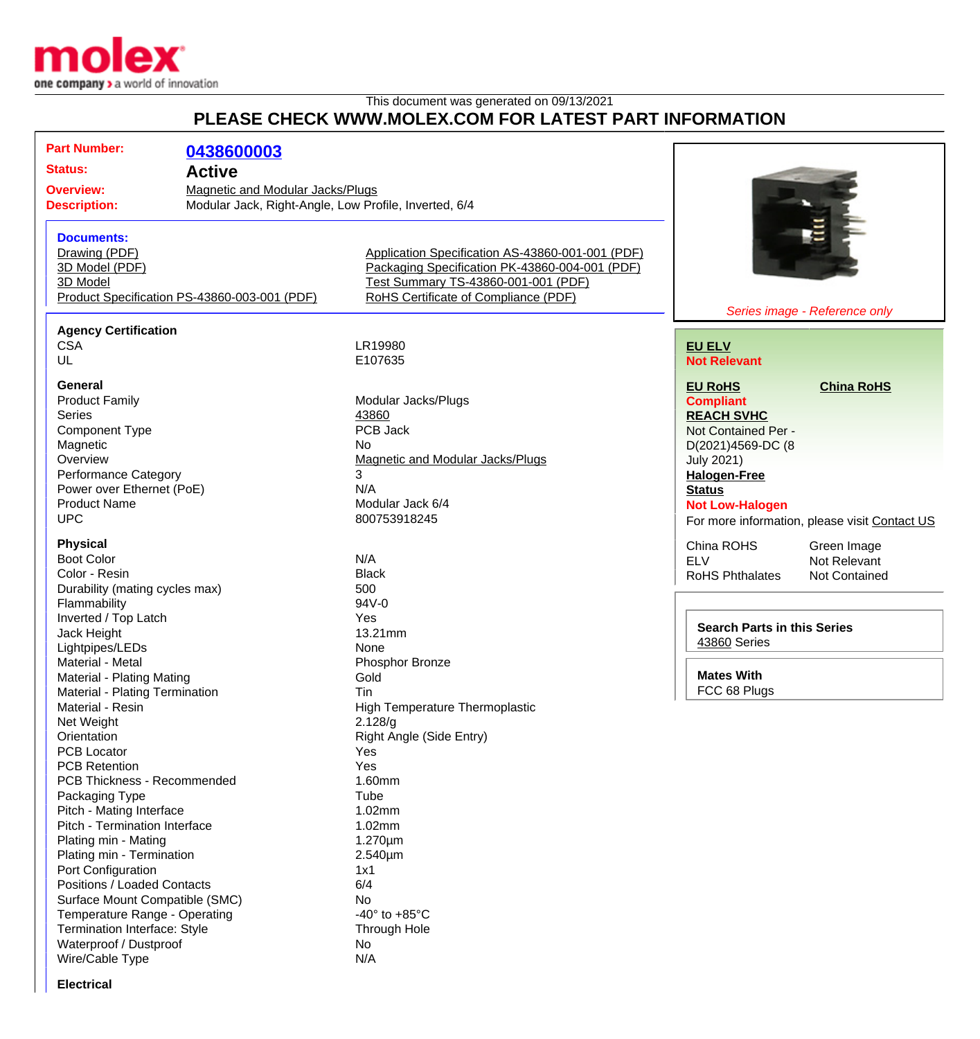This document was generated on 09/13/2021

# PLEASE CHECK WWW.MOLEX.COM FOR LATEST PART INFORMATION

| | |
|---|---|
| **Part Number:** | **0438600003** |
| **Status:** | **Active** |
| **Overview:** | Magnetic and Modular Jacks/Plugs |
| **Description:** | Modular Jack, Right-Angle, Low Profile, Inverted, 6/4 |

**Documents:**

- Drawing (PDF)
- 3D Model (PDF)
- 3D Model
- Product Specification PS-43860-003-001 (PDF)
- Application Specification AS-43860-001-001 (PDF)
- Packaging Specification PK-43860-004-001 (PDF)
- Test Summary TS-43860-001-001 (PDF)
- RoHS Certificate of Compliance (PDF)

*Series image - Reference only*

**EU ELV**
**Not Relevant**

**EU RoHS** **China RoHS**
**Compliant**

**REACH SVHC**
Not Contained Per - D(2021)4569-DC (8 July 2021)

**Halogen-Free Status**
**Not Low-Halogen**

For more information, please visit Contact US

| | |
|---|---|
| China ROHS | Green Image |
| ELV | Not Relevant |
| RoHS Phthalates | Not Contained |

**Search Parts in this Series**
43860 Series

**Mates With**
FCC 68 Plugs

### Agency Certification

| | |
|---|---|
| CSA | LR19980 |
| UL | E107635 |

### General

| | |
|---|---|
| Product Family | Modular Jacks/Plugs |
| Series | 43860 |
| Component Type | PCB Jack |
| Magnetic | No |
| Overview | Magnetic and Modular Jacks/Plugs |
| Performance Category | 3 |
| Power over Ethernet (PoE) | N/A |
| Product Name | Modular Jack 6/4 |
| UPC | 800753918245 |

### Physical

| | |
|---|---|
| Boot Color | N/A |
| Color - Resin | Black |
| Durability (mating cycles max) | 500 |
| Flammability | 94V-0 |
| Inverted / Top Latch | Yes |
| Jack Height | 13.21mm |
| Lightpipes/LEDs | None |
| Material - Metal | Phosphor Bronze |
| Material - Plating Mating | Gold |
| Material - Plating Termination | Tin |
| Material - Resin | High Temperature Thermoplastic |
| Net Weight | 2.128/g |
| Orientation | Right Angle (Side Entry) |
| PCB Locator | Yes |
| PCB Retention | Yes |
| PCB Thickness - Recommended | 1.60mm |
| Packaging Type | Tube |
| Pitch - Mating Interface | 1.02mm |
| Pitch - Termination Interface | 1.02mm |
| Plating min - Mating | 1.270µm |
| Plating min - Termination | 2.540µm |
| Port Configuration | 1x1 |
| Positions / Loaded Contacts | 6/4 |
| Surface Mount Compatible (SMC) | No |
| Temperature Range - Operating | -40° to +85°C |
| Termination Interface: Style | Through Hole |
| Waterproof / Dustproof | No |
| Wire/Cable Type | N/A |

### Electrical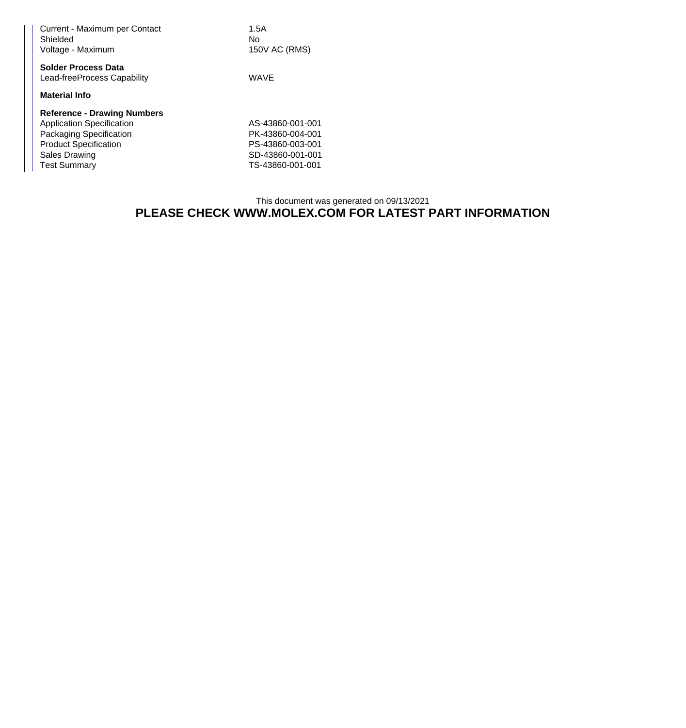| | |
|---|---|
| Current - Maximum per Contact | 1.5A |
| Shielded | No |
| Voltage - Maximum | 150V AC (RMS) |

**Solder Process Data**

| | |
|---|---|
| Lead-freeProcess Capability | WAVE |

**Material Info**

**Reference - Drawing Numbers**

| | |
|---|---|
| Application Specification | AS-43860-001-001 |
| Packaging Specification | PK-43860-004-001 |
| Product Specification | PS-43860-003-001 |
| Sales Drawing | SD-43860-001-001 |
| Test Summary | TS-43860-001-001 |

This document was generated on 09/13/2021

**PLEASE CHECK WWW.MOLEX.COM FOR LATEST PART INFORMATION**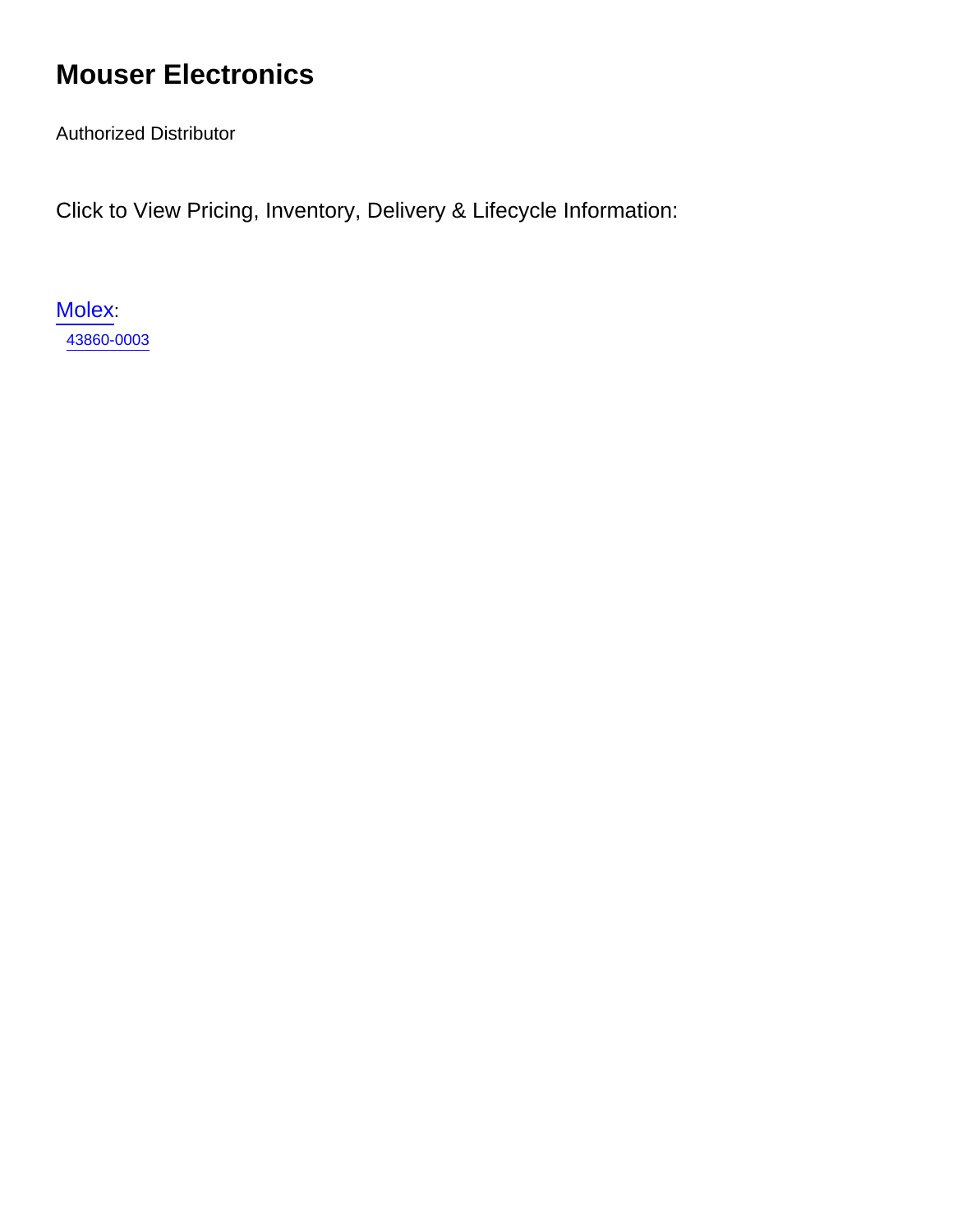# Mouser Electronics

Authorized Distributor

Click to View Pricing, Inventory, Delivery & Lifecycle Information:

Molex:

43860-0003